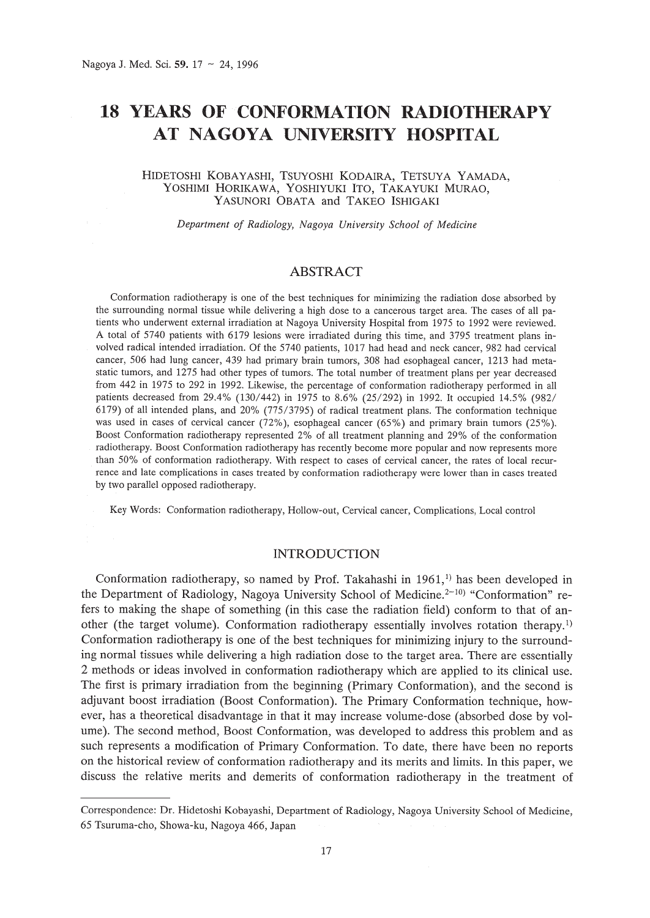# 18 YEARS OF CONFORMATION RADIOTHERAPY AT NAGOYA UNIVERSITY HOSPITAL

HIDETOSHI KOBAYASHI, TSUYOSHI KODAIRA, TETSUYA YAMADA, YOSHIMI HORIKAWA, YOSHIYUKI ITO, TAKAYUKI MURAO, YASUNORI OBATA and TAKEO ISHIGAKI

*Department of Radiology, Nagoya University School of Medicine*

## ABSTRACT

Conformation radiotherapy is one of the best techniques for minimizing the radiation dose absorbed by the surrounding normal tissue while delivering a high dose to a cancerous target area. The cases of all patients who underwent external irradiation at Nagoya University Hospital from 1975 to 1992 were reviewed. A total of 5740 patients with 6179 lesions were irradiated during this time, and 3795 treatment plans involved radical intended irradiation. Of the 5740 patients, 1017 had head and neck cancer, 982 had cervical cancer, 506 had lung cancer, 439 had primary brain tumors, 308 had esophageal cancer, 1213 had metastatic tumors, and 1275 had other types of tumors. The total number of treatment plans per year decreased from 442 in 1975 to 292 in 1992. Likewise, the percentage of conformation radiotherapy performed in all patients decreased from 29.4% (130/442) in 1975 to 8.6% (25/292) in 1992. It occupied 14.5% (982/6179) of all intended plans, and 20% (775/3795) of radical treatment plans. The conformation technique was used in cases of cervical cancer (72%), esophageal cancer (65%) and primary brain tumors (25%). Boost Conformation radiotherapy represented 2% of all treatment planning and 29% of the conformation radiotherapy. Boost Conformation radiotherapy has recently become more popular and now represents more than 50% of conformation radiotherapy. With respect to cases of cervical cancer, the rates of local recurrence and late complications in cases treated by conformation radiotherapy were lower than in cases treated by two parallel opposed radiotherapy.

Key Words: Conformation radiotherapy, Hollow-out, Cervical cancer, Complications, Local control

## INTRODUCTION

Conformation radiotherapy, so named by Prof. Takahashi in 1961,[1] has been developed in the Department of Radiology, Nagoya University School of Medicine.[2–10] "Conformation" refers to making the shape of something (in this case the radiation field) conform to that of another (the target volume). Conformation radiotherapy essentially involves rotation therapy.[1] Conformation radiotherapy is one of the best techniques for minimizing injury to the surrounding normal tissues while delivering a high radiation dose to the target area. There are essentially 2 methods or ideas involved in conformation radiotherapy which are applied to its clinical use. The first is primary irradiation from the beginning (Primary Conformation), and the second is adjuvant boost irradiation (Boost Conformation). The Primary Conformation technique, however, has a theoretical disadvantage in that it may increase volume-dose (absorbed dose by volume). The second method, Boost Conformation, was developed to address this problem and as such represents a modification of Primary Conformation. To date, there have been no reports on the historical review of conformation radiotherapy and its merits and limits. In this paper, we discuss the relative merits and demerits of conformation radiotherapy in the treatment of

Correspondence: Dr. Hidetoshi Kobayashi, Department of Radiology, Nagoya University School of Medicine, 65 Tsuruma-cho, Showa-ku, Nagoya 466, Japan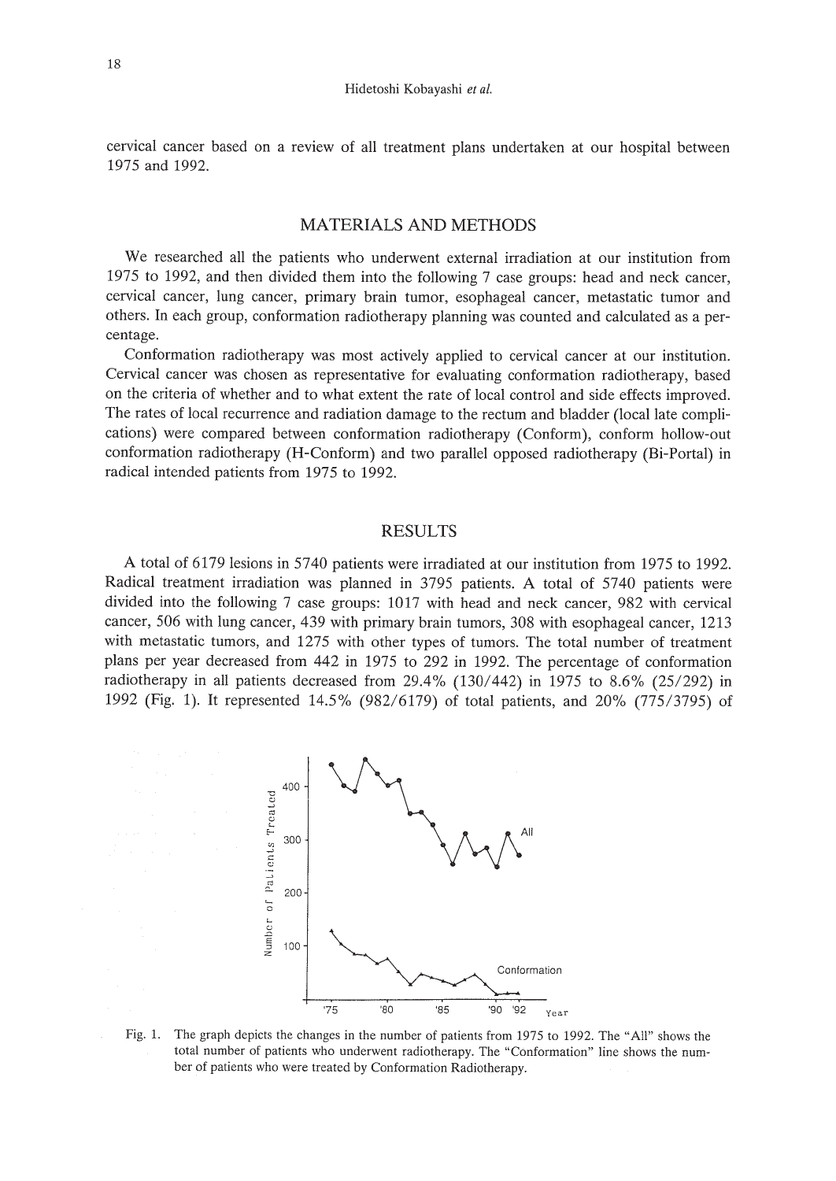cervical cancer based on a review of all treatment plans undertaken at our hospital between 1975 and 1992.

## MATERIALS AND METHODS

We researched all the patients who underwent external irradiation at our institution from 1975 to 1992, and then divided them into the following 7 case groups: head and neck cancer, cervical cancer, lung cancer, primary brain tumor, esophageal cancer, metastatic tumor and others. In each group, conformation radiotherapy planning was counted and calculated as a percentage.

Conformation radiotherapy was most actively applied to cervical cancer at our institution. Cervical cancer was chosen as representative for evaluating conformation radiotherapy, based on the criteria of whether and to what extent the rate of local control and side effects improved. The rates of local recurrence and radiation damage to the rectum and bladder (local late complications) were compared between conformation radiotherapy (Conform), conform hollow-out conformation radiotherapy (H-Conform) and two parallel opposed radiotherapy (Bi-Portal) in radical intended patients from 1975 to 1992.

## RESULTS

A total of 6179 lesions in 5740 patients were irradiated at our institution from 1975 to 1992. Radical treatment irradiation was planned in 3795 patients. A total of 5740 patients were divided into the following 7 case groups: 1017 with head and neck cancer, 982 with cervical cancer, 506 with lung cancer, 439 with primary brain tumors, 308 with esophageal cancer, 1213 with metastatic tumors, and 1275 with other types of tumors. The total number of treatment plans per year decreased from 442 in 1975 to 292 in 1992. The percentage of conformation radiotherapy in all patients decreased from 29.4% (130/442) in 1975 to 8.6% (25/292) in 1992 (Fig. 1). It represented 14.5% (982/6179) of total patients, and 20% (775/3795) of

Fig. 1. The graph depicts the changes in the number of patients from 1975 to 1992. The "All" shows the total number of patients who underwent radiotherapy. The "Conformation" line shows the number of patients who were treated by Conformation Radiotherapy.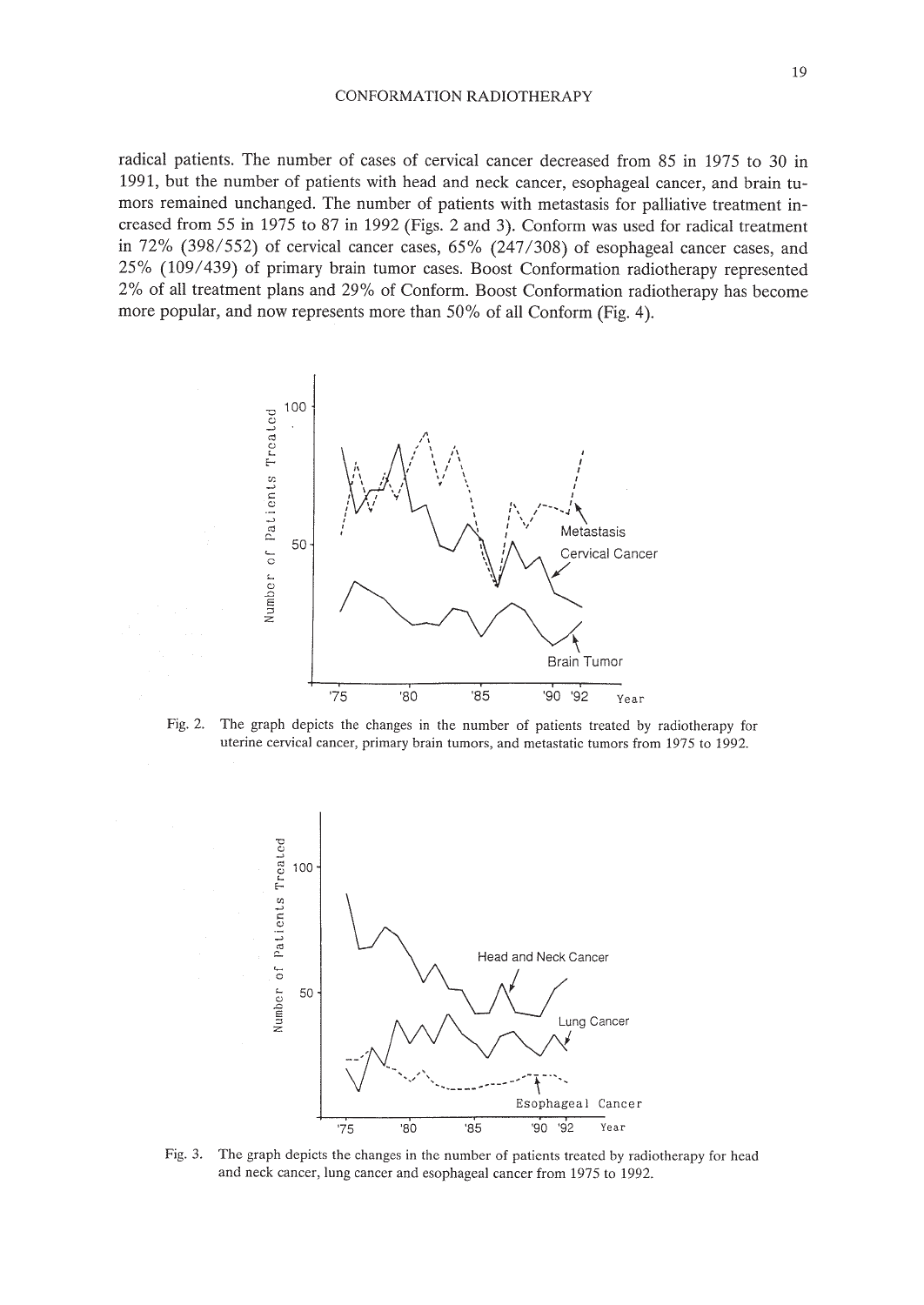radical patients. The number of cases of cervical cancer decreased from 85 in 1975 to 30 in 1991, but the number of patients with head and neck cancer, esophageal cancer, and brain tumors remained unchanged. The number of patients with metastasis for palliative treatment increased from 55 in 1975 to 87 in 1992 (Figs. 2 and 3). Conform was used for radical treatment in 72% (398/552) of cervical cancer cases, 65% (247/308) of esophageal cancer cases, and 25% (109/439) of primary brain tumor cases. Boost Conformation radiotherapy represented 2% of all treatment plans and 29% of Conform. Boost Conformation radiotherapy has become more popular, and now represents more than 50% of all Conform (Fig. 4).

Fig. 2. The graph depicts the changes in the number of patients treated by radiotherapy for uterine cervical cancer, primary brain tumors, and metastatic tumors from 1975 to 1992.

Fig. 3. The graph depicts the changes in the number of patients treated by radiotherapy for head and neck cancer, lung cancer and esophageal cancer from 1975 to 1992.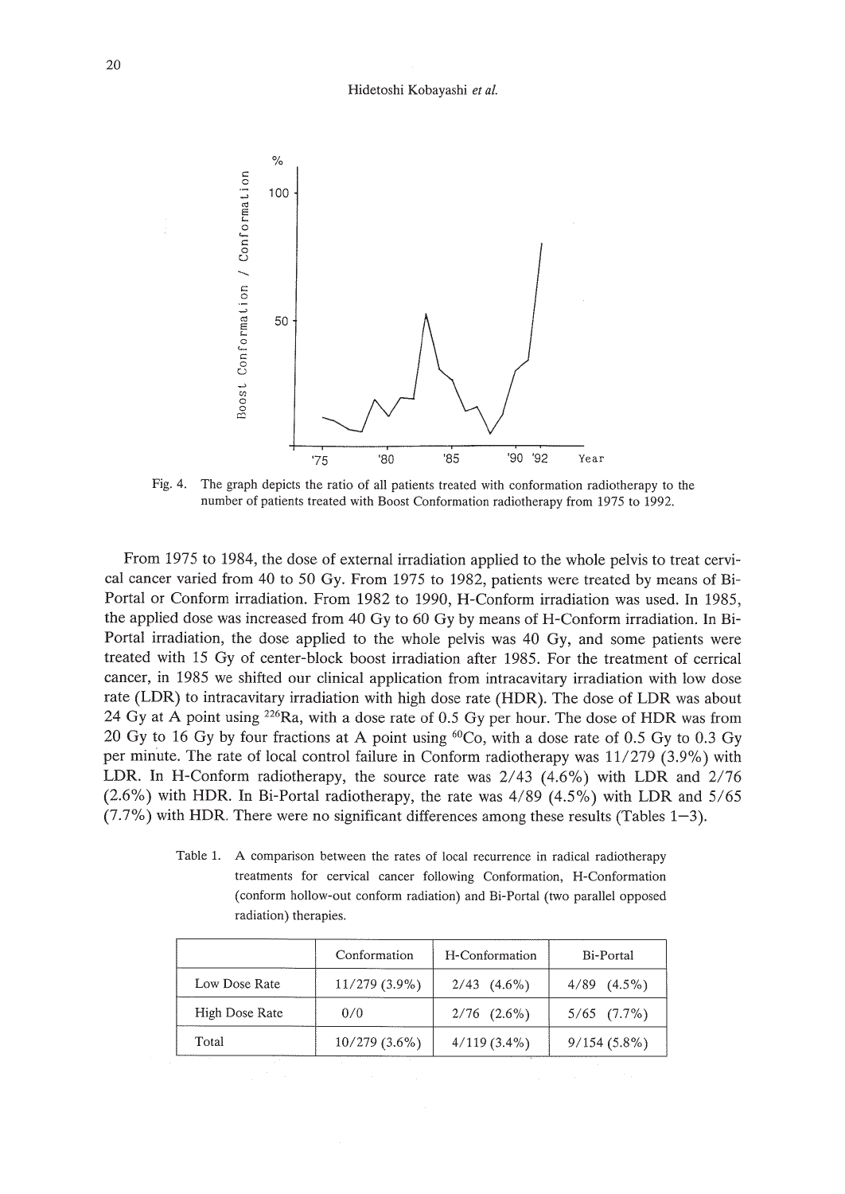Fig. 4. The graph depicts the ratio of all patients treated with conformation radiotherapy to the number of patients treated with Boost Conformation radiotherapy from 1975 to 1992.

From 1975 to 1984, the dose of external irradiation applied to the whole pelvis to treat cervical cancer varied from 40 to 50 Gy. From 1975 to 1982, patients were treated by means of Bi-Portal or Conform irradiation. From 1982 to 1990, H-Conform irradiation was used. In 1985, the applied dose was increased from 40 Gy to 60 Gy by means of H-Conform irradiation. In Bi-Portal irradiation, the dose applied to the whole pelvis was 40 Gy, and some patients were treated with 15 Gy of center-block boost irradiation after 1985. For the treatment of cerrical cancer, in 1985 we shifted our clinical application from intracavitary irradiation with low dose rate (LDR) to intracavitary irradiation with high dose rate (HDR). The dose of LDR was about 24 Gy at A point using $^{226}Ra$, with a dose rate of 0.5 Gy per hour. The dose of HDR was from 20 Gy to 16 Gy by four fractions at A point using $^{60}Co$, with a dose rate of 0.5 Gy to 0.3 Gy per minute. The rate of local control failure in Conform radiotherapy was 11/279 (3.9%) with LDR. In H-Conform radiotherapy, the source rate was 2/43 (4.6%) with LDR and 2/76 (2.6%) with HDR. In Bi-Portal radiotherapy, the rate was 4/89 (4.5%) with LDR and 5/65 (7.7%) with HDR. There were no significant differences among these results (Tables 1–3).

Table 1. A comparison between the rates of local recurrence in radical radiotherapy treatments for cervical cancer following Conformation, H-Conformation (conform hollow-out conform radiation) and Bi-Portal (two parallel opposed radiation) therapies.

| | Conformation | H-Conformation | Bi-Portal |
|---|---|---|---|
| Low Dose Rate | 11/279 (3.9%) | 2/43 (4.6%) | 4/89 (4.5%) |
| High Dose Rate | 0/0 | 2/76 (2.6%) | 5/65 (7.7%) |
| Total | 10/279 (3.6%) | 4/119 (3.4%) | 9/154 (5.8%) |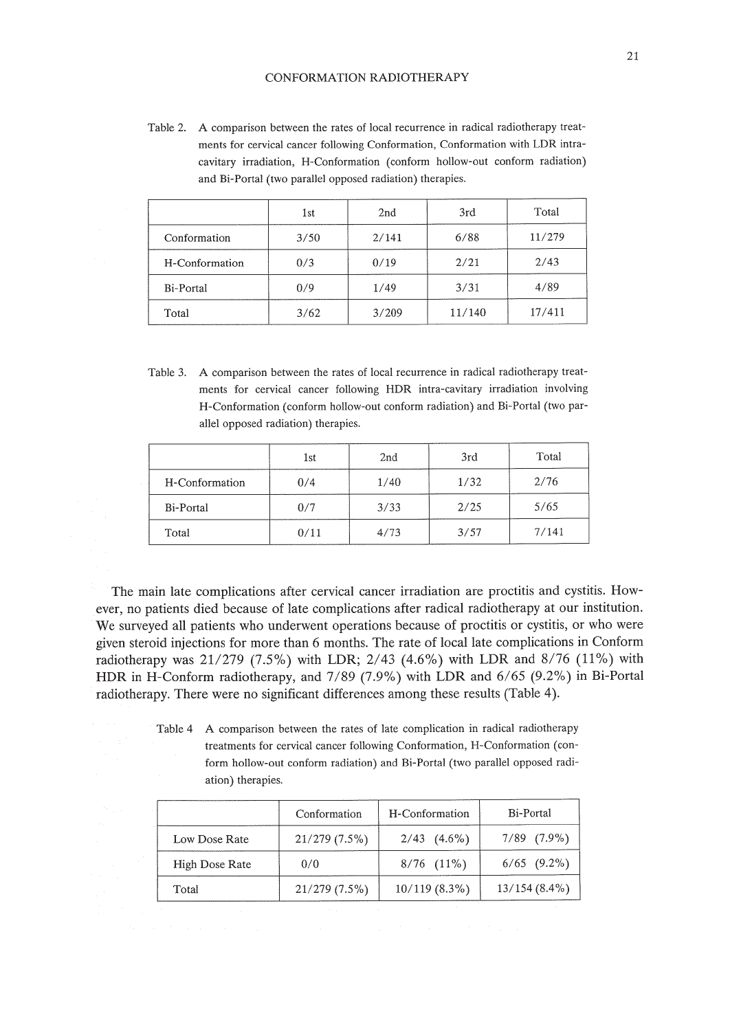Table 2. A comparison between the rates of local recurrence in radical radiotherapy treatments for cervical cancer following Conformation, Conformation with LDR intracavitary irradiation, H-Conformation (conform hollow-out conform radiation) and Bi-Portal (two parallel opposed radiation) therapies.

| | 1st | 2nd | 3rd | Total |
|---|---|---|---|---|
| Conformation | 3/50 | 2/141 | 6/88 | 11/279 |
| H-Conformation | 0/3 | 0/19 | 2/21 | 2/43 |
| Bi-Portal | 0/9 | 1/49 | 3/31 | 4/89 |
| Total | 3/62 | 3/209 | 11/140 | 17/411 |

Table 3. A comparison between the rates of local recurrence in radical radiotherapy treatments for cervical cancer following HDR intra-cavitary irradiation involving H-Conformation (conform hollow-out conform radiation) and Bi-Portal (two parallel opposed radiation) therapies.

| | 1st | 2nd | 3rd | Total |
|---|---|---|---|---|
| H-Conformation | 0/4 | 1/40 | 1/32 | 2/76 |
| Bi-Portal | 0/7 | 3/33 | 2/25 | 5/65 |
| Total | 0/11 | 4/73 | 3/57 | 7/141 |

The main late complications after cervical cancer irradiation are proctitis and cystitis. However, no patients died because of late complications after radical radiotherapy at our institution. We surveyed all patients who underwent operations because of proctitis or cystitis, or who were given steroid injections for more than 6 months. The rate of local late complications in Conform radiotherapy was 21/279 (7.5%) with LDR; 2/43 (4.6%) with LDR and 8/76 (11%) with HDR in H-Conform radiotherapy, and 7/89 (7.9%) with LDR and 6/65 (9.2%) in Bi-Portal radiotherapy. There were no significant differences among these results (Table 4).

Table 4 A comparison between the rates of late complication in radical radiotherapy treatments for cervical cancer following Conformation, H-Conformation (conform hollow-out conform radiation) and Bi-Portal (two parallel opposed radiation) therapies.

| | Conformation | H-Conformation | Bi-Portal |
|---|---|---|---|
| Low Dose Rate | 21/279 (7.5%) | 2/43 (4.6%) | 7/89 (7.9%) |
| High Dose Rate | 0/0 | 8/76 (11%) | 6/65 (9.2%) |
| Total | 21/279 (7.5%) | 10/119 (8.3%) | 13/154 (8.4%) |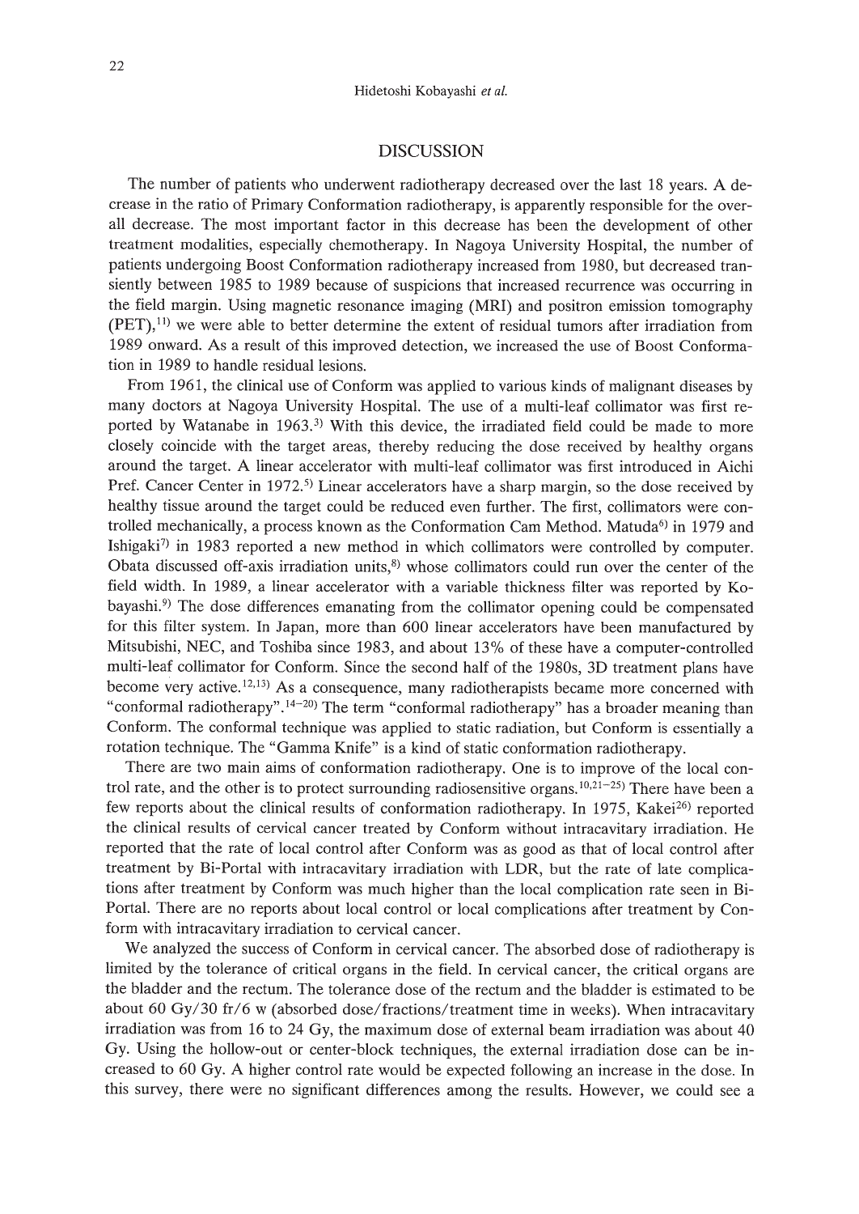## DISCUSSION

The number of patients who underwent radiotherapy decreased over the last 18 years. A decrease in the ratio of Primary Conformation radiotherapy, is apparently responsible for the overall decrease. The most important factor in this decrease has been the development of other treatment modalities, especially chemotherapy. In Nagoya University Hospital, the number of patients undergoing Boost Conformation radiotherapy increased from 1980, but decreased transiently between 1985 to 1989 because of suspicions that increased recurrence was occurring in the field margin. Using magnetic resonance imaging (MRI) and positron emission tomography (PET),[11] we were able to better determine the extent of residual tumors after irradiation from 1989 onward. As a result of this improved detection, we increased the use of Boost Conformation in 1989 to handle residual lesions.

From 1961, the clinical use of Conform was applied to various kinds of malignant diseases by many doctors at Nagoya University Hospital. The use of a multi-leaf collimator was first reported by Watanabe in 1963.[3] With this device, the irradiated field could be made to more closely coincide with the target areas, thereby reducing the dose received by healthy organs around the target. A linear accelerator with multi-leaf collimator was first introduced in Aichi Pref. Cancer Center in 1972.[5] Linear accelerators have a sharp margin, so the dose received by healthy tissue around the target could be reduced even further. The first, collimators were controlled mechanically, a process known as the Conformation Cam Method. Matuda[6] in 1979 and Ishigaki[7] in 1983 reported a new method in which collimators were controlled by computer. Obata discussed off-axis irradiation units,[8] whose collimators could run over the center of the field width. In 1989, a linear accelerator with a variable thickness filter was reported by Kobayashi.[9] The dose differences emanating from the collimator opening could be compensated for this filter system. In Japan, more than 600 linear accelerators have been manufactured by Mitsubishi, NEC, and Toshiba since 1983, and about 13% of these have a computer-controlled multi-leaf collimator for Conform. Since the second half of the 1980s, 3D treatment plans have become very active.[12,13] As a consequence, many radiotherapists became more concerned with "conformal radiotherapy".[14–20] The term "conformal radiotherapy" has a broader meaning than Conform. The conformal technique was applied to static radiation, but Conform is essentially a rotation technique. The "Gamma Knife" is a kind of static conformation radiotherapy.

There are two main aims of conformation radiotherapy. One is to improve of the local control rate, and the other is to protect surrounding radiosensitive organs.[10,21–25] There have been a few reports about the clinical results of conformation radiotherapy. In 1975, Kakei[26] reported the clinical results of cervical cancer treated by Conform without intracavitary irradiation. He reported that the rate of local control after Conform was as good as that of local control after treatment by Bi-Portal with intracavitary irradiation with LDR, but the rate of late complications after treatment by Conform was much higher than the local complication rate seen in Bi-Portal. There are no reports about local control or local complications after treatment by Conform with intracavitary irradiation to cervical cancer.

We analyzed the success of Conform in cervical cancer. The absorbed dose of radiotherapy is limited by the tolerance of critical organs in the field. In cervical cancer, the critical organs are the bladder and the rectum. The tolerance dose of the rectum and the bladder is estimated to be about 60 Gy/30 fr/6 w (absorbed dose/fractions/treatment time in weeks). When intracavitary irradiation was from 16 to 24 Gy, the maximum dose of external beam irradiation was about 40 Gy. Using the hollow-out or center-block techniques, the external irradiation dose can be increased to 60 Gy. A higher control rate would be expected following an increase in the dose. In this survey, there were no significant differences among the results. However, we could see a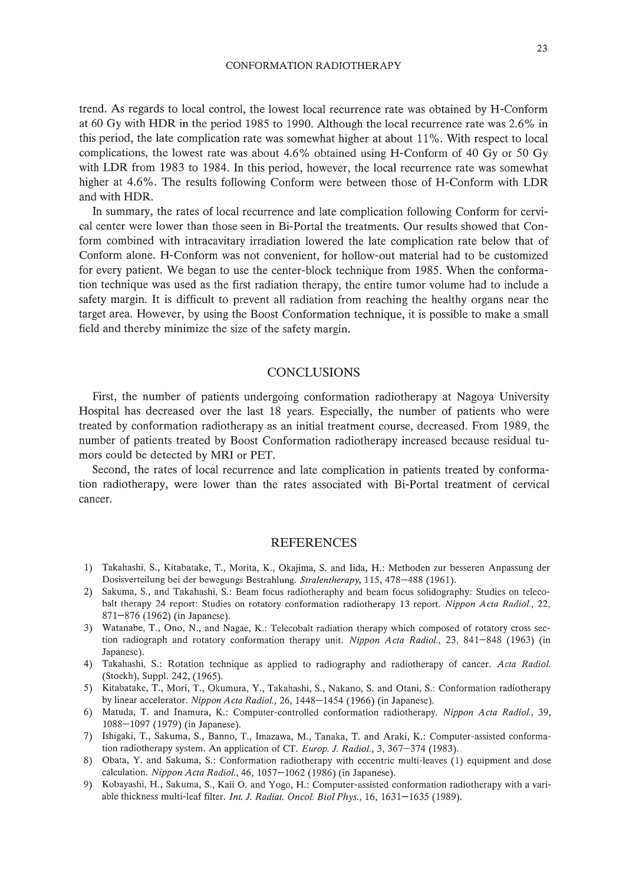trend. As regards to local control, the lowest local recurrence rate was obtained by H-Conform at 60 Gy with HDR in the period 1985 to 1990. Although the local recurrence rate was 2.6% in this period, the late complication rate was somewhat higher at about 11%. With respect to local complications, the lowest rate was about 4.6% obtained using H-Conform of 40 Gy or 50 Gy with LDR from 1983 to 1984. In this period, however, the local recurrence rate was somewhat higher at 4.6%. The results following Conform were between those of H-Conform with LDR and with HDR.

In summary, the rates of local recurrence and late complication following Conform for cervical center were lower than those seen in Bi-Portal the treatments. Our results showed that Conform combined with intracavitary irradiation lowered the late complication rate below that of Conform alone. H-Conform was not convenient, for hollow-out material had to be customized for every patient. We began to use the center-block technique from 1985. When the conformation technique was used as the first radiation therapy, the entire tumor volume had to include a safety margin. It is difficult to prevent all radiation from reaching the healthy organs near the target area. However, by using the Boost Conformation technique, it is possible to make a small field and thereby minimize the size of the safety margin.

## CONCLUSIONS

First, the number of patients undergoing conformation radiotherapy at Nagoya University Hospital has decreased over the last 18 years. Especially, the number of patients who were treated by conformation radiotherapy as an initial treatment course, decreased. From 1989, the number of patients treated by Boost Conformation radiotherapy increased because residual tumors could be detected by MRI or PET.

Second, the rates of local recurrence and late complication in patients treated by conformation radiotherapy, were lower than the rates associated with Bi-Portal treatment of cervical cancer.

## REFERENCES

1) Takahashi, S., Kitabatake, T., Morita, K., Okajima, S. and Iida, H.: Methoden zur besseren Anpassung der Dosisverteilung bei der bewegungs Bestrahlung. *Stralentherapy*, 115, 478–488 (1961).
2) Sakuma, S., and Takahashi, S.: Beam focus radiotherapy and beam focus solidography: Studies on telecobalt therapy 24 report: Studies on rotatory conformation radiotherapy 13 report. *Nippon Acta Radiol.*, 22, 871–876 (1962) (in Japanese).
3) Watanabe, T., Ono, N., and Nagae, K.: Telecobalt radiation therapy which composed of rotatory cross section radiograph and rotatory conformation therapy unit. *Nippon Acta Radiol.*, 23, 841–848 (1963) (in Japanese).
4) Takahashi, S.: Rotation technique as applied to radiography and radiotherapy of cancer. *Acta Radiol.* (Stockh), Suppl. 242, (1965).
5) Kitabatake, T., Mori, T., Okumura, Y., Takahashi, S., Nakano, S. and Otani, S.: Conformation radiotherapy by linear accelerator. *Nippon Acta Radiol.*, 26, 1448–1454 (1966) (in Japanese).
6) Matuda, T. and Inamura, K.: Computer-controlled conformation radiotherapy. *Nippon Acta Radiol.*, 39, 1088–1097 (1979) (in Japanese).
7) Ishigaki, T., Sakuma, S., Banno, T., Imazawa, M., Tanaka, T. and Araki, K.: Computer-assisted conformation radiotherapy system. An application of CT. *Europ. J. Radiol.*, 3, 367–374 (1983).
8) Obata, Y. and Sakuma, S.: Conformation radiotherapy with eccentric multi-leaves (1) equipment and dose calculation. *Nippon Acta Radiol.*, 46, 1057–1062 (1986) (in Japanese).
9) Kobayashi, H., Sakuma, S., Kaii O. and Yogo, H.: Computer-assisted conformation radiotherapy with a variable thickness multi-leaf filter. *Int. J. Radiat. Oncol. Biol Phys.*, 16, 1631–1635 (1989).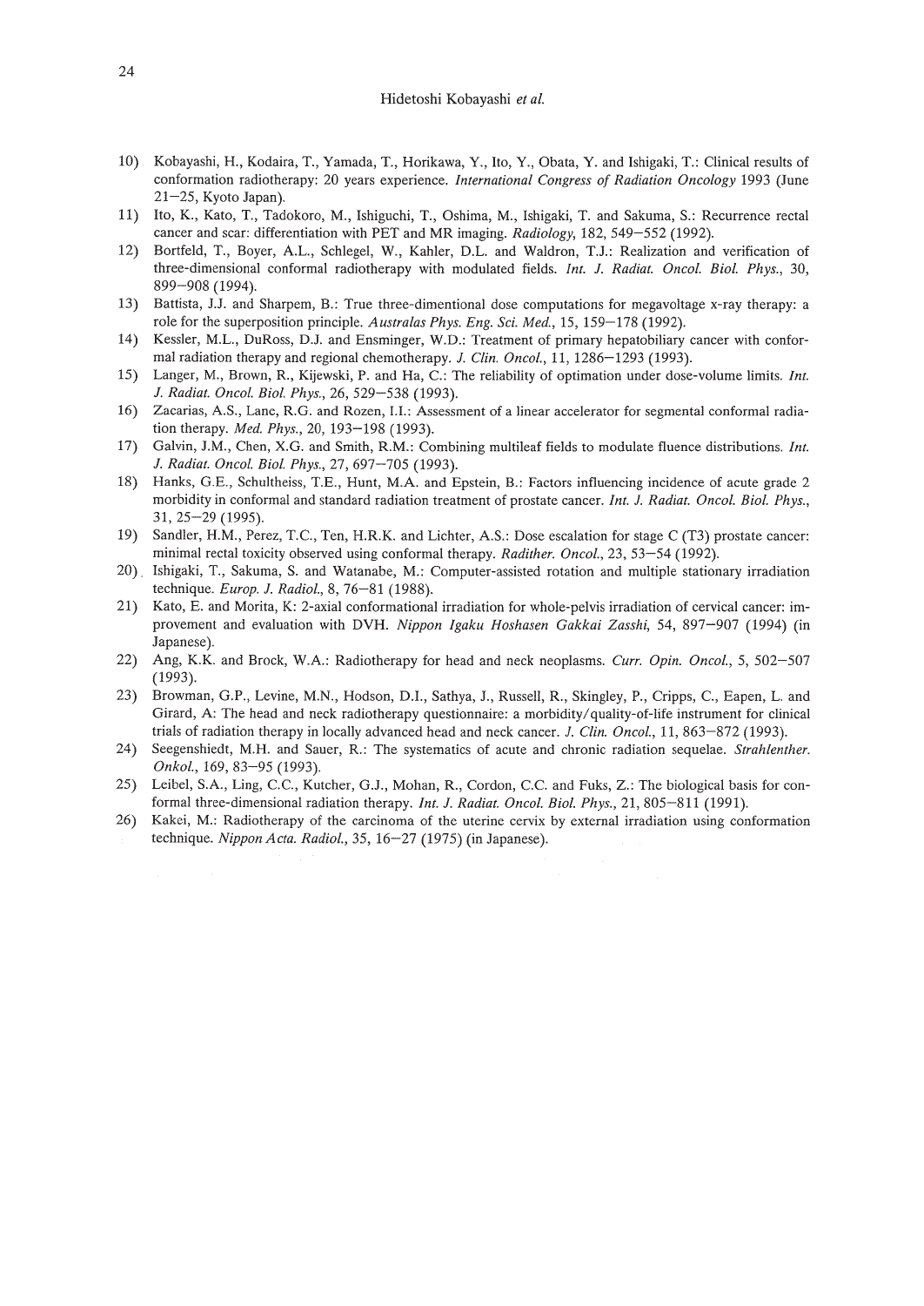10) Kobayashi, H., Kodaira, T., Yamada, T., Horikawa, Y., Ito, Y., Obata, Y. and Ishigaki, T.: Clinical results of conformation radiotherapy: 20 years experience. *International Congress of Radiation Oncology* 1993 (June 21–25, Kyoto Japan).
11) Ito, K., Kato, T., Tadokoro, M., Ishiguchi, T., Oshima, M., Ishigaki, T. and Sakuma, S.: Recurrence rectal cancer and scar: differentiation with PET and MR imaging. *Radiology*, 182, 549–552 (1992).
12) Bortfeld, T., Boyer, A.L., Schlegel, W., Kahler, D.L. and Waldron, T.J.: Realization and verification of three-dimensional conformal radiotherapy with modulated fields. *Int. J. Radiat. Oncol. Biol. Phys.*, 30, 899–908 (1994).
13) Battista, J.J. and Sharpem, B.: True three-dimentional dose computations for megavoltage x-ray therapy: a role for the superposition principle. *Australas Phys. Eng. Sci. Med.*, 15, 159–178 (1992).
14) Kessler, M.L., DuRoss, D.J. and Ensminger, W.D.: Treatment of primary hepatobiliary cancer with conformal radiation therapy and regional chemotherapy. *J. Clin. Oncol.*, 11, 1286–1293 (1993).
15) Langer, M., Brown, R., Kijewski, P. and Ha, C.: The reliability of optimation under dose-volume limits. *Int. J. Radiat. Oncol. Biol. Phys.*, 26, 529–538 (1993).
16) Zacarias, A.S., Lane, R.G. and Rozen, I.I.: Assessment of a linear accelerator for segmental conformal radiation therapy. *Med. Phys.*, 20, 193–198 (1993).
17) Galvin, J.M., Chen, X.G. and Smith, R.M.: Combining multileaf fields to modulate fluence distributions. *Int. J. Radiat. Oncol. Biol. Phys.*, 27, 697–705 (1993).
18) Hanks, G.E., Schultheiss, T.E., Hunt, M.A. and Epstein, B.: Factors influencing incidence of acute grade 2 morbidity in conformal and standard radiation treatment of prostate cancer. *Int. J. Radiat. Oncol. Biol. Phys.*, 31, 25–29 (1995).
19) Sandler, H.M., Perez, T.C., Ten, H.R.K. and Lichter, A.S.: Dose escalation for stage C (T3) prostate cancer: minimal rectal toxicity observed using conformal therapy. *Radither. Oncol.*, 23, 53–54 (1992).
20) Ishigaki, T., Sakuma, S. and Watanabe, M.: Computer-assisted rotation and multiple stationary irradiation technique. *Europ. J. Radiol.*, 8, 76–81 (1988).
21) Kato, E. and Morita, K: 2-axial conformational irradiation for whole-pelvis irradiation of cervical cancer: improvement and evaluation with DVH. *Nippon Igaku Hoshasen Gakkai Zasshi*, 54, 897–907 (1994) (in Japanese).
22) Ang, K.K. and Brock, W.A.: Radiotherapy for head and neck neoplasms. *Curr. Opin. Oncol.*, 5, 502–507 (1993).
23) Browman, G.P., Levine, M.N., Hodson, D.I., Sathya, J., Russell, R., Skingley, P., Cripps, C., Eapen, L. and Girard, A: The head and neck radiotherapy questionnaire: a morbidity/quality-of-life instrument for clinical trials of radiation therapy in locally advanced head and neck cancer. *J. Clin. Oncol.*, 11, 863–872 (1993).
24) Seegenshiedt, M.H. and Sauer, R.: The systematics of acute and chronic radiation sequelae. *Strahlenther. Onkol.*, 169, 83–95 (1993).
25) Leibel, S.A., Ling, C.C., Kutcher, G.J., Mohan, R., Cordon, C.C. and Fuks, Z.: The biological basis for conformal three-dimensional radiation therapy. *Int. J. Radiat. Oncol. Biol. Phys.*, 21, 805–811 (1991).
26) Kakei, M.: Radiotherapy of the carcinoma of the uterine cervix by external irradiation using conformation technique. *Nippon Acta. Radiol.*, 35, 16–27 (1975) (in Japanese).